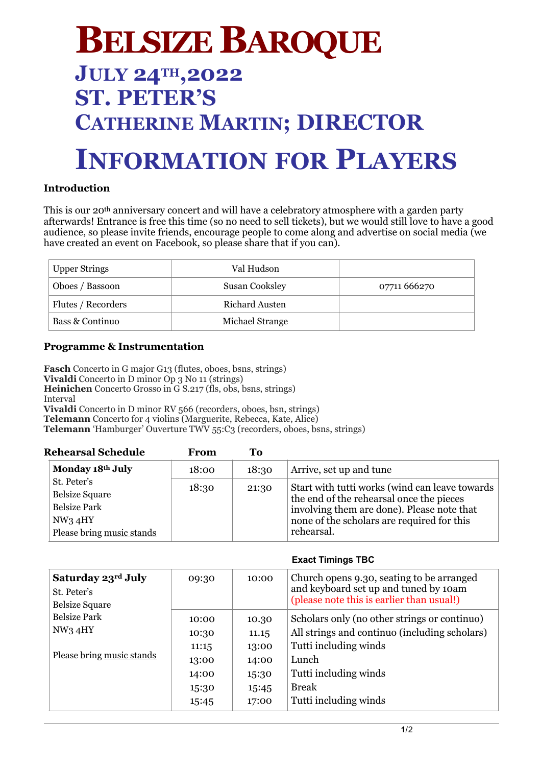# BELSIZE BAROQUE

## JULY 24TH,2022

## ST. PETER'S

## CATHERINE MARTIN; DIRECTOR

# INFORMATION FOR PLAYERS

**Introduction**

This is our 20th anniversary concert and will have a celebratory atmosphere with a garden party afterwards! Entrance is free this time (so no need to sell tickets), but we would still love to have a good audience, so please invite friends, encourage people to come along and advertise on social media (we have created an event on Facebook, so please share that if you can).

| Upper Strings | Val Hudson | |
|---|---|---|
| Oboes / Bassoon | Susan Cooksley | 07711 666270 |
| Flutes / Recorders | Richard Austen | |
| Bass & Continuo | Michael Strange | |

**Programme & Instrumentation**

**Fasch** Concerto in G major G13 (flutes, oboes, bsns, strings)
**Vivaldi** Concerto in D minor Op 3 No 11 (strings)
**Heinichen** Concerto Grosso in G S.217 (fls, obs, bsns, strings)
Interval
**Vivaldi** Concerto in D minor RV 566 (recorders, oboes, bsn, strings)
**Telemann** Concerto for 4 violins (Marguerite, Rebecca, Kate, Alice)
**Telemann** 'Hamburger' Ouverture TWV 55:C3 (recorders, oboes, bsns, strings)

| **Rehearsal Schedule** | **From** | **To** | |
|---|---|---|---|
| **Monday 18th July** | 18:00 | 18:30 | Arrive, set up and tune |
| St. Peter's<br>Belsize Square<br>Belsize Park<br>NW3 4HY<br>Please bring music stands | 18:30 | 21:30 | Start with tutti works (wind can leave towards the end of the rehearsal once the pieces involving them are done). Please note that none of the scholars are required for this rehearsal. |

**Exact Timings TBC**

| | | | |
|---|---|---|---|
| **Saturday 23rd July**<br>St. Peter's<br>Belsize Square<br>Belsize Park<br>NW3 4HY<br><br>Please bring music stands | 09:30 | 10:00 | Church opens 9.30, seating to be arranged and keyboard set up and tuned by 10am (please note this is earlier than usual!) |
| | 10:00 | 10.30 | Scholars only (no other strings or continuo) |
| | 10:30 | 11.15 | All strings and continuo (including scholars) |
| | 11:15 | 13:00 | Tutti including winds |
| | 13:00 | 14:00 | Lunch |
| | 14:00 | 15:30 | Tutti including winds |
| | 15:30 | 15:45 | Break |
| | 15:45 | 17:00 | Tutti including winds |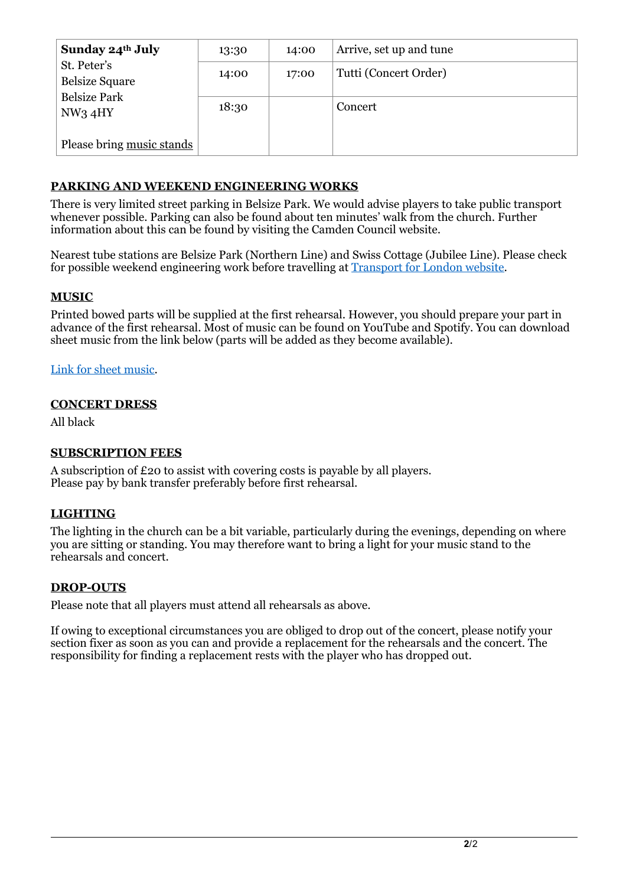| | | | |
|---|---|---|---|
| **Sunday 24th July**<br>St. Peter's<br>Belsize Square<br>Belsize Park<br>NW3 4HY<br><br>Please bring music stands | 13:30 | 14:00 | Arrive, set up and tune |
| | 14:00 | 17:00 | Tutti (Concert Order) |
| | 18:30 | | Concert |

## PARKING AND WEEKEND ENGINEERING WORKS

There is very limited street parking in Belsize Park. We would advise players to take public transport whenever possible. Parking can also be found about ten minutes' walk from the church. Further information about this can be found by visiting the Camden Council website.

Nearest tube stations are Belsize Park (Northern Line) and Swiss Cottage (Jubilee Line). Please check for possible weekend engineering work before travelling at Transport for London website.

## MUSIC

Printed bowed parts will be supplied at the first rehearsal. However, you should prepare your part in advance of the first rehearsal. Most of music can be found on YouTube and Spotify. You can download sheet music from the link below (parts will be added as they become available).

Link for sheet music.

## CONCERT DRESS

All black

## SUBSCRIPTION FEES

A subscription of £20 to assist with covering costs is payable by all players.
Please pay by bank transfer preferably before first rehearsal.

## LIGHTING

The lighting in the church can be a bit variable, particularly during the evenings, depending on where you are sitting or standing. You may therefore want to bring a light for your music stand to the rehearsals and concert.

## DROP-OUTS

Please note that all players must attend all rehearsals as above.

If owing to exceptional circumstances you are obliged to drop out of the concert, please notify your section fixer as soon as you can and provide a replacement for the rehearsals and the concert. The responsibility for finding a replacement rests with the player who has dropped out.